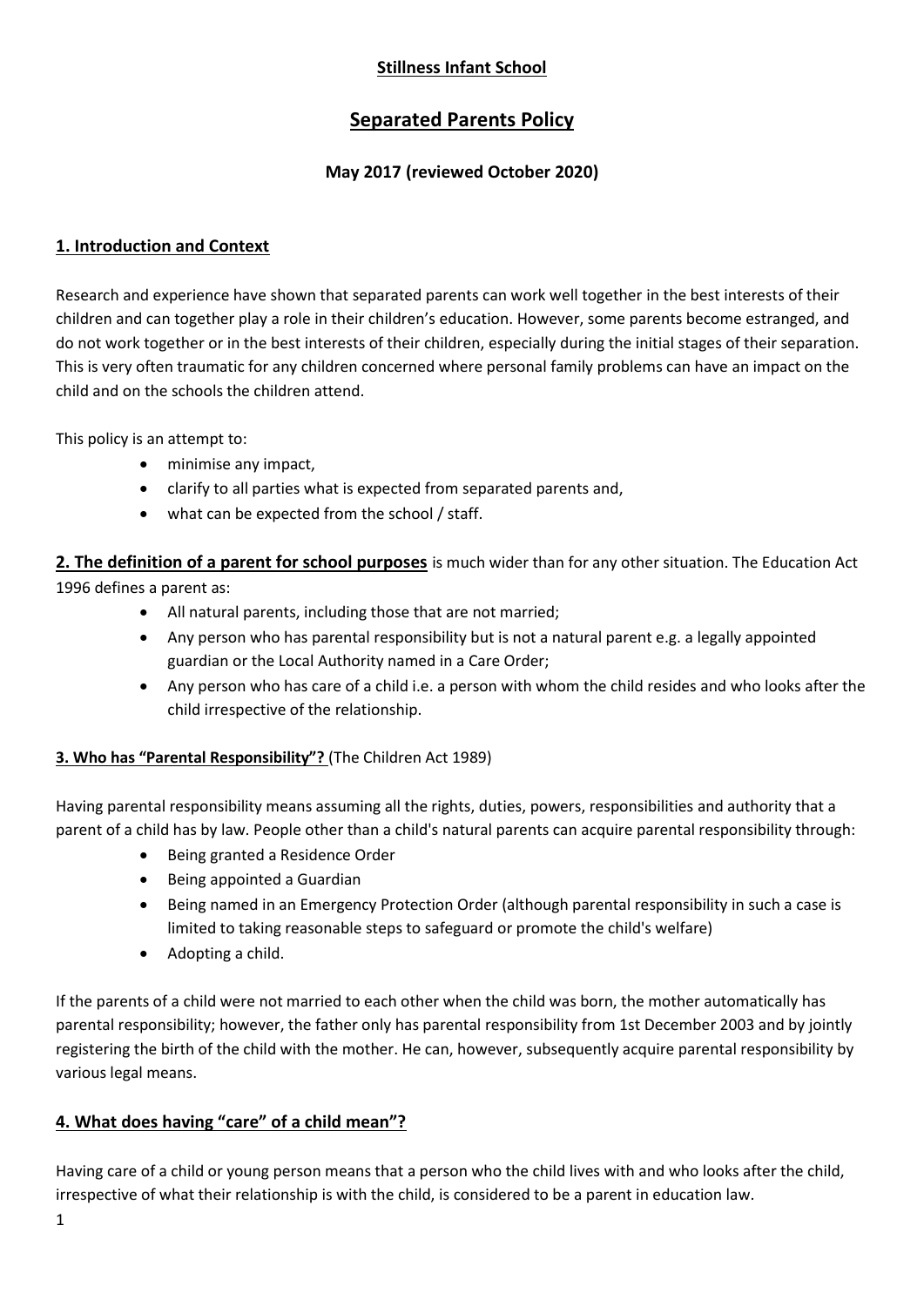# Stillness Infant School

## Separated Parents Policy

**May 2017 (reviewed October 2020)**

### 1. Introduction and Context

Research and experience have shown that separated parents can work well together in the best interests of their children and can together play a role in their children's education. However, some parents become estranged, and do not work together or in the best interests of their children, especially during the initial stages of their separation. This is very often traumatic for any children concerned where personal family problems can have an impact on the child and on the schools the children attend.

This policy is an attempt to:

- minimise any impact,
- clarify to all parties what is expected from separated parents and,
- what can be expected from the school / staff.

**2. The definition of a parent for school purposes** is much wider than for any other situation. The Education Act 1996 defines a parent as:

- All natural parents, including those that are not married;
- Any person who has parental responsibility but is not a natural parent e.g. a legally appointed guardian or the Local Authority named in a Care Order;
- Any person who has care of a child i.e. a person with whom the child resides and who looks after the child irrespective of the relationship.

**3. Who has "Parental Responsibility"?** (The Children Act 1989)

Having parental responsibility means assuming all the rights, duties, powers, responsibilities and authority that a parent of a child has by law. People other than a child's natural parents can acquire parental responsibility through:

- Being granted a Residence Order
- Being appointed a Guardian
- Being named in an Emergency Protection Order (although parental responsibility in such a case is limited to taking reasonable steps to safeguard or promote the child's welfare)
- Adopting a child.

If the parents of a child were not married to each other when the child was born, the mother automatically has parental responsibility; however, the father only has parental responsibility from 1st December 2003 and by jointly registering the birth of the child with the mother. He can, however, subsequently acquire parental responsibility by various legal means.

### 4. What does having "care" of a child mean"?

Having care of a child or young person means that a person who the child lives with and who looks after the child, irrespective of what their relationship is with the child, is considered to be a parent in education law.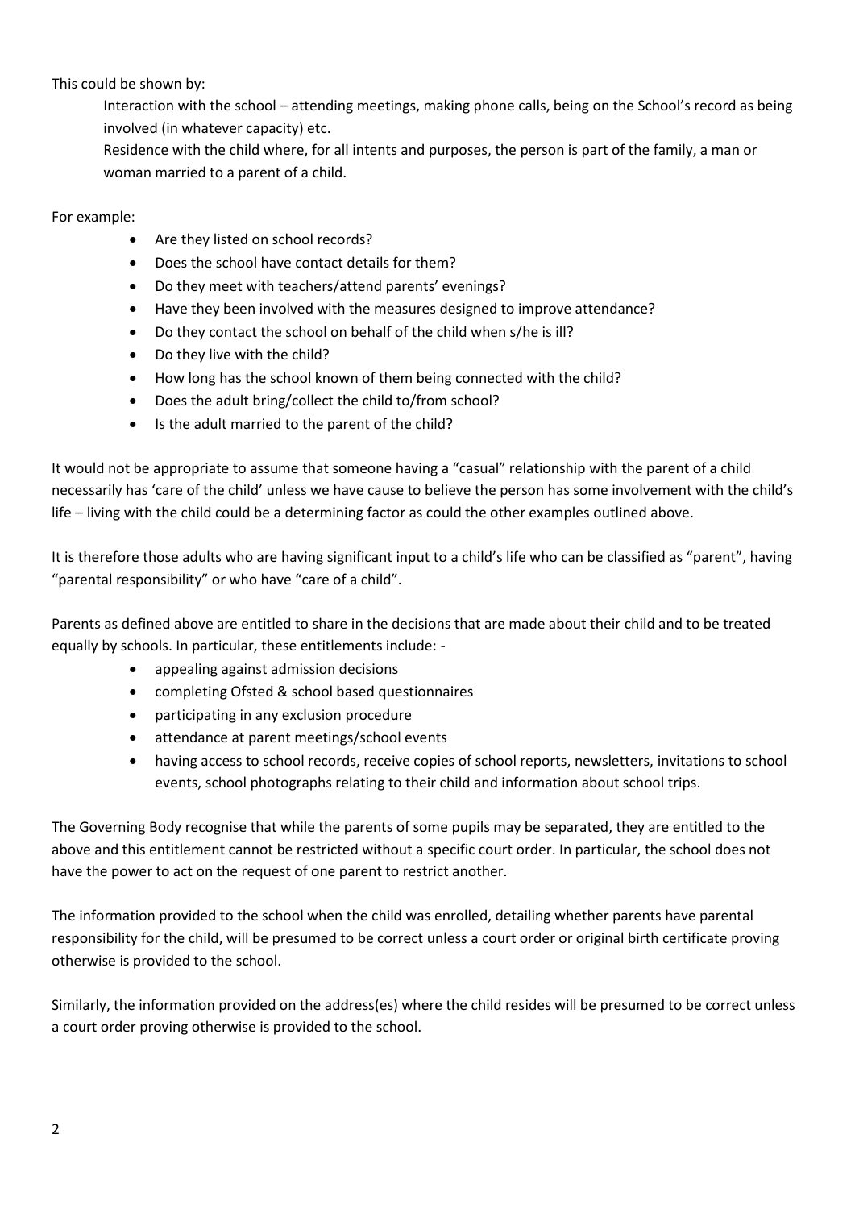This could be shown by:

Interaction with the school – attending meetings, making phone calls, being on the School's record as being involved (in whatever capacity) etc.

Residence with the child where, for all intents and purposes, the person is part of the family, a man or woman married to a parent of a child.

For example:

- Are they listed on school records?
- Does the school have contact details for them?
- Do they meet with teachers/attend parents' evenings?
- Have they been involved with the measures designed to improve attendance?
- Do they contact the school on behalf of the child when s/he is ill?
- Do they live with the child?
- How long has the school known of them being connected with the child?
- Does the adult bring/collect the child to/from school?
- Is the adult married to the parent of the child?

It would not be appropriate to assume that someone having a "casual" relationship with the parent of a child necessarily has 'care of the child' unless we have cause to believe the person has some involvement with the child's life – living with the child could be a determining factor as could the other examples outlined above.

It is therefore those adults who are having significant input to a child's life who can be classified as "parent", having "parental responsibility" or who have "care of a child".

Parents as defined above are entitled to share in the decisions that are made about their child and to be treated equally by schools. In particular, these entitlements include: -

- appealing against admission decisions
- completing Ofsted & school based questionnaires
- participating in any exclusion procedure
- attendance at parent meetings/school events
- having access to school records, receive copies of school reports, newsletters, invitations to school events, school photographs relating to their child and information about school trips.

The Governing Body recognise that while the parents of some pupils may be separated, they are entitled to the above and this entitlement cannot be restricted without a specific court order. In particular, the school does not have the power to act on the request of one parent to restrict another.

The information provided to the school when the child was enrolled, detailing whether parents have parental responsibility for the child, will be presumed to be correct unless a court order or original birth certificate proving otherwise is provided to the school.

Similarly, the information provided on the address(es) where the child resides will be presumed to be correct unless a court order proving otherwise is provided to the school.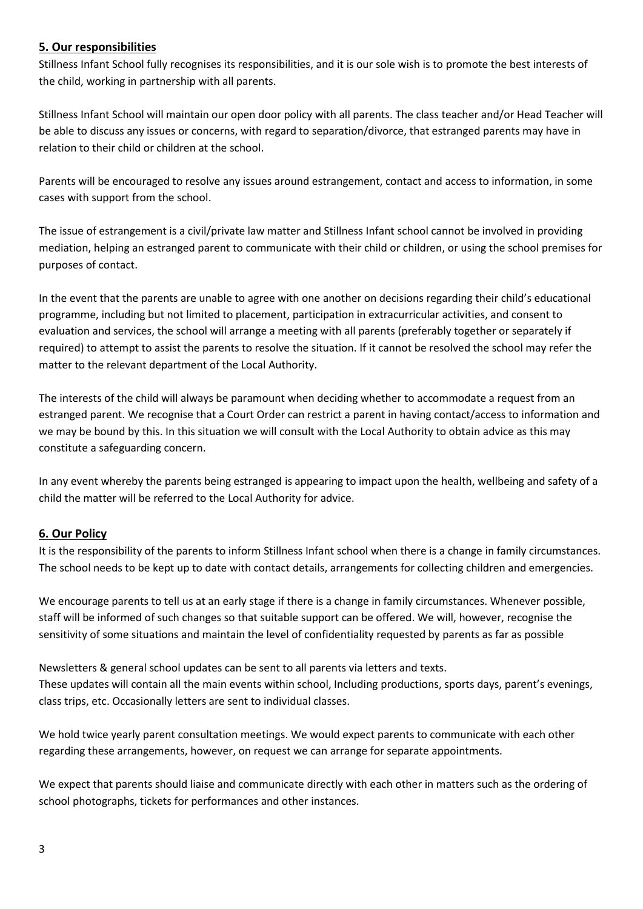## **5. Our responsibilities**

Stillness Infant School fully recognises its responsibilities, and it is our sole wish is to promote the best interests of the child, working in partnership with all parents.

Stillness Infant School will maintain our open door policy with all parents. The class teacher and/or Head Teacher will be able to discuss any issues or concerns, with regard to separation/divorce, that estranged parents may have in relation to their child or children at the school.

Parents will be encouraged to resolve any issues around estrangement, contact and access to information, in some cases with support from the school.

The issue of estrangement is a civil/private law matter and Stillness Infant school cannot be involved in providing mediation, helping an estranged parent to communicate with their child or children, or using the school premises for purposes of contact.

In the event that the parents are unable to agree with one another on decisions regarding their child's educational programme, including but not limited to placement, participation in extracurricular activities, and consent to evaluation and services, the school will arrange a meeting with all parents (preferably together or separately if required) to attempt to assist the parents to resolve the situation. If it cannot be resolved the school may refer the matter to the relevant department of the Local Authority.

The interests of the child will always be paramount when deciding whether to accommodate a request from an estranged parent. We recognise that a Court Order can restrict a parent in having contact/access to information and we may be bound by this. In this situation we will consult with the Local Authority to obtain advice as this may constitute a safeguarding concern.

In any event whereby the parents being estranged is appearing to impact upon the health, wellbeing and safety of a child the matter will be referred to the Local Authority for advice.

## **6. Our Policy**

It is the responsibility of the parents to inform Stillness Infant school when there is a change in family circumstances. The school needs to be kept up to date with contact details, arrangements for collecting children and emergencies.

We encourage parents to tell us at an early stage if there is a change in family circumstances. Whenever possible, staff will be informed of such changes so that suitable support can be offered. We will, however, recognise the sensitivity of some situations and maintain the level of confidentiality requested by parents as far as possible

Newsletters & general school updates can be sent to all parents via letters and texts.
These updates will contain all the main events within school, Including productions, sports days, parent's evenings, class trips, etc. Occasionally letters are sent to individual classes.

We hold twice yearly parent consultation meetings. We would expect parents to communicate with each other regarding these arrangements, however, on request we can arrange for separate appointments.

We expect that parents should liaise and communicate directly with each other in matters such as the ordering of school photographs, tickets for performances and other instances.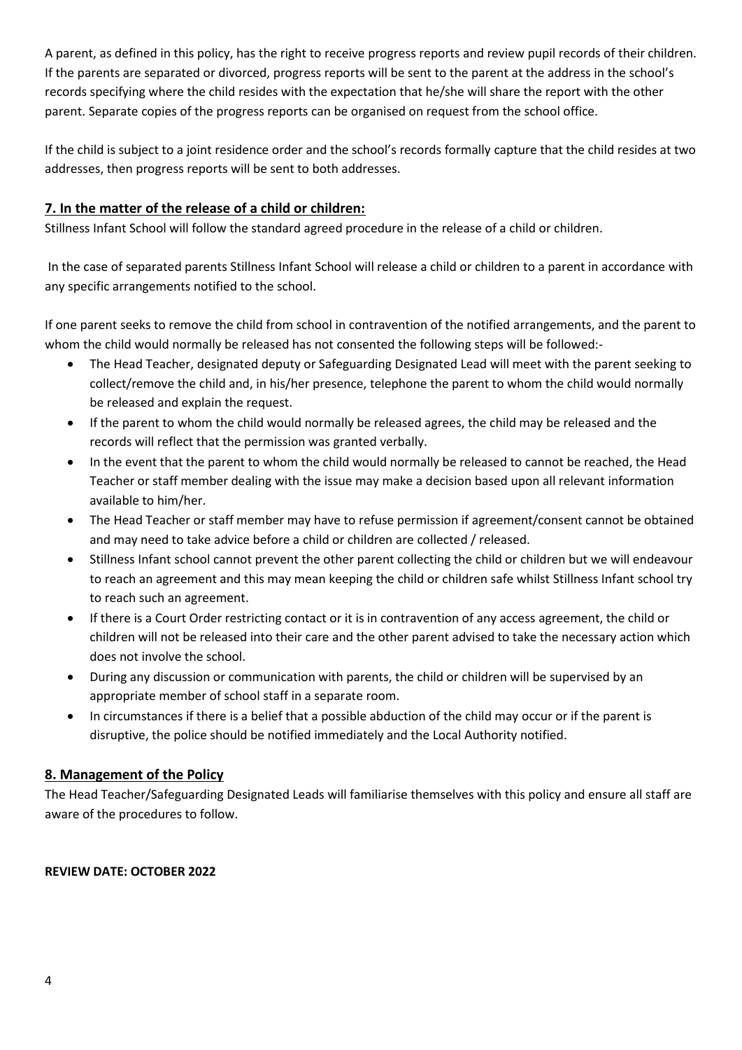A parent, as defined in this policy, has the right to receive progress reports and review pupil records of their children. If the parents are separated or divorced, progress reports will be sent to the parent at the address in the school's records specifying where the child resides with the expectation that he/she will share the report with the other parent. Separate copies of the progress reports can be organised on request from the school office.

If the child is subject to a joint residence order and the school's records formally capture that the child resides at two addresses, then progress reports will be sent to both addresses.

## 7. In the matter of the release of a child or children:

Stillness Infant School will follow the standard agreed procedure in the release of a child or children.

In the case of separated parents Stillness Infant School will release a child or children to a parent in accordance with any specific arrangements notified to the school.

If one parent seeks to remove the child from school in contravention of the notified arrangements, and the parent to whom the child would normally be released has not consented the following steps will be followed:-

- The Head Teacher, designated deputy or Safeguarding Designated Lead will meet with the parent seeking to collect/remove the child and, in his/her presence, telephone the parent to whom the child would normally be released and explain the request.
- If the parent to whom the child would normally be released agrees, the child may be released and the records will reflect that the permission was granted verbally.
- In the event that the parent to whom the child would normally be released to cannot be reached, the Head Teacher or staff member dealing with the issue may make a decision based upon all relevant information available to him/her.
- The Head Teacher or staff member may have to refuse permission if agreement/consent cannot be obtained and may need to take advice before a child or children are collected / released.
- Stillness Infant school cannot prevent the other parent collecting the child or children but we will endeavour to reach an agreement and this may mean keeping the child or children safe whilst Stillness Infant school try to reach such an agreement.
- If there is a Court Order restricting contact or it is in contravention of any access agreement, the child or children will not be released into their care and the other parent advised to take the necessary action which does not involve the school.
- During any discussion or communication with parents, the child or children will be supervised by an appropriate member of school staff in a separate room.
- In circumstances if there is a belief that a possible abduction of the child may occur or if the parent is disruptive, the police should be notified immediately and the Local Authority notified.

## 8. Management of the Policy

The Head Teacher/Safeguarding Designated Leads will familiarise themselves with this policy and ensure all staff are aware of the procedures to follow.

**REVIEW DATE: OCTOBER 2022**